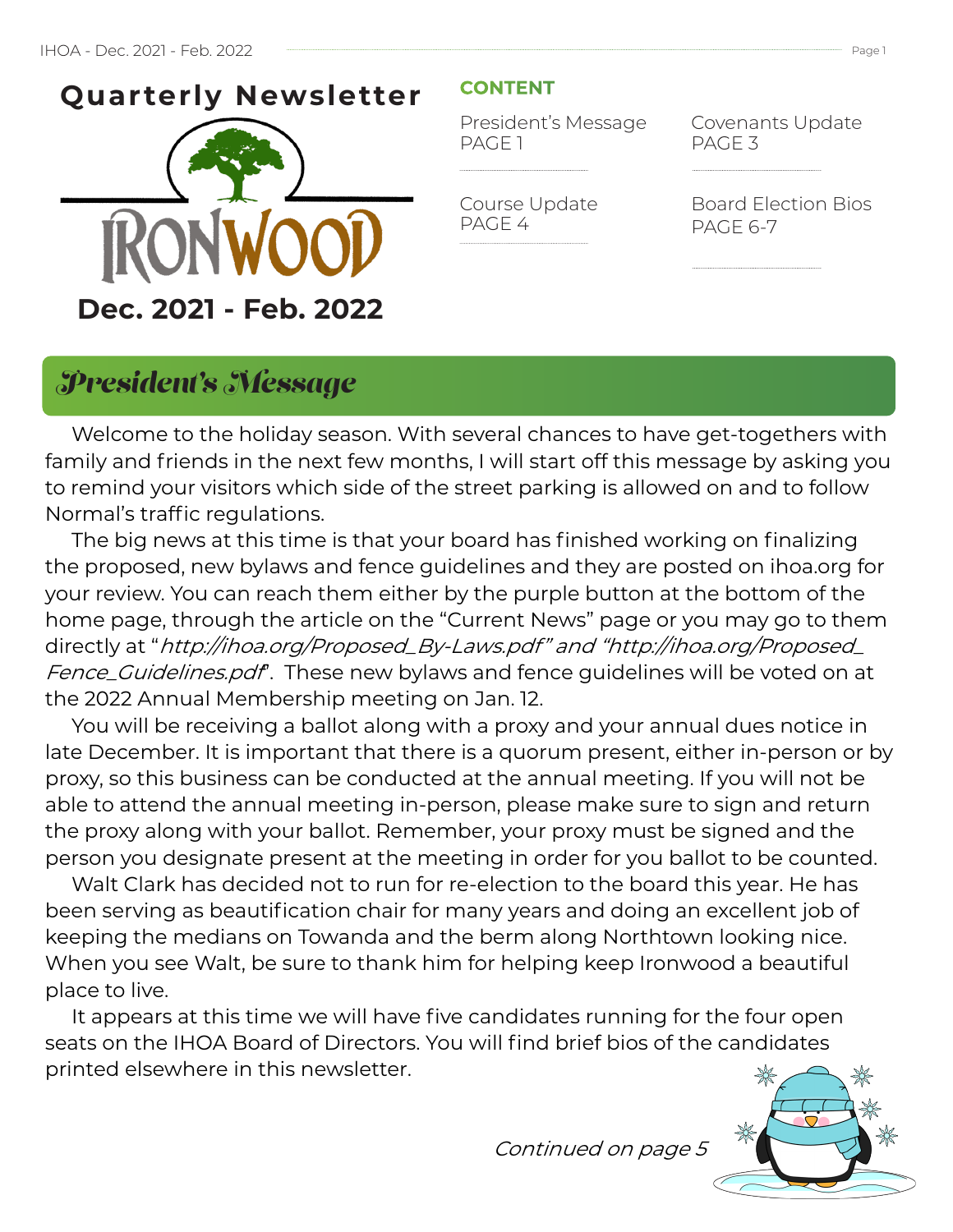# Quarterly Newsletter

IRONWOOD

**Dec. 2021 - Feb. 2022**

## CONTENT

President's Message PAGE 1

Covenants Update PAGE 3

Course Update PAGE 4

Board Election Bios PAGE 6-7

## *President's Message*

Welcome to the holiday season. With several chances to have get-togethers with family and friends in the next few months, I will start off this message by asking you to remind your visitors which side of the street parking is allowed on and to follow Normal's traffic regulations.

The big news at this time is that your board has finished working on finalizing the proposed, new bylaws and fence guidelines and they are posted on ihoa.org for your review. You can reach them either by the purple button at the bottom of the home page, through the article on the "Current News" page or you may go to them directly at "*http://ihoa.org/Proposed_By-Laws.pdf" and "http://ihoa.org/Proposed_Fence_Guidelines.pdf*". These new bylaws and fence guidelines will be voted on at the 2022 Annual Membership meeting on Jan. 12.

You will be receiving a ballot along with a proxy and your annual dues notice in late December. It is important that there is a quorum present, either in-person or by proxy, so this business can be conducted at the annual meeting. If you will not be able to attend the annual meeting in-person, please make sure to sign and return the proxy along with your ballot. Remember, your proxy must be signed and the person you designate present at the meeting in order for you ballot to be counted.

Walt Clark has decided not to run for re-election to the board this year. He has been serving as beautification chair for many years and doing an excellent job of keeping the medians on Towanda and the berm along Northtown looking nice. When you see Walt, be sure to thank him for helping keep Ironwood a beautiful place to live.

It appears at this time we will have five candidates running for the four open seats on the IHOA Board of Directors. You will find brief bios of the candidates printed elsewhere in this newsletter.

*Continued on page 5*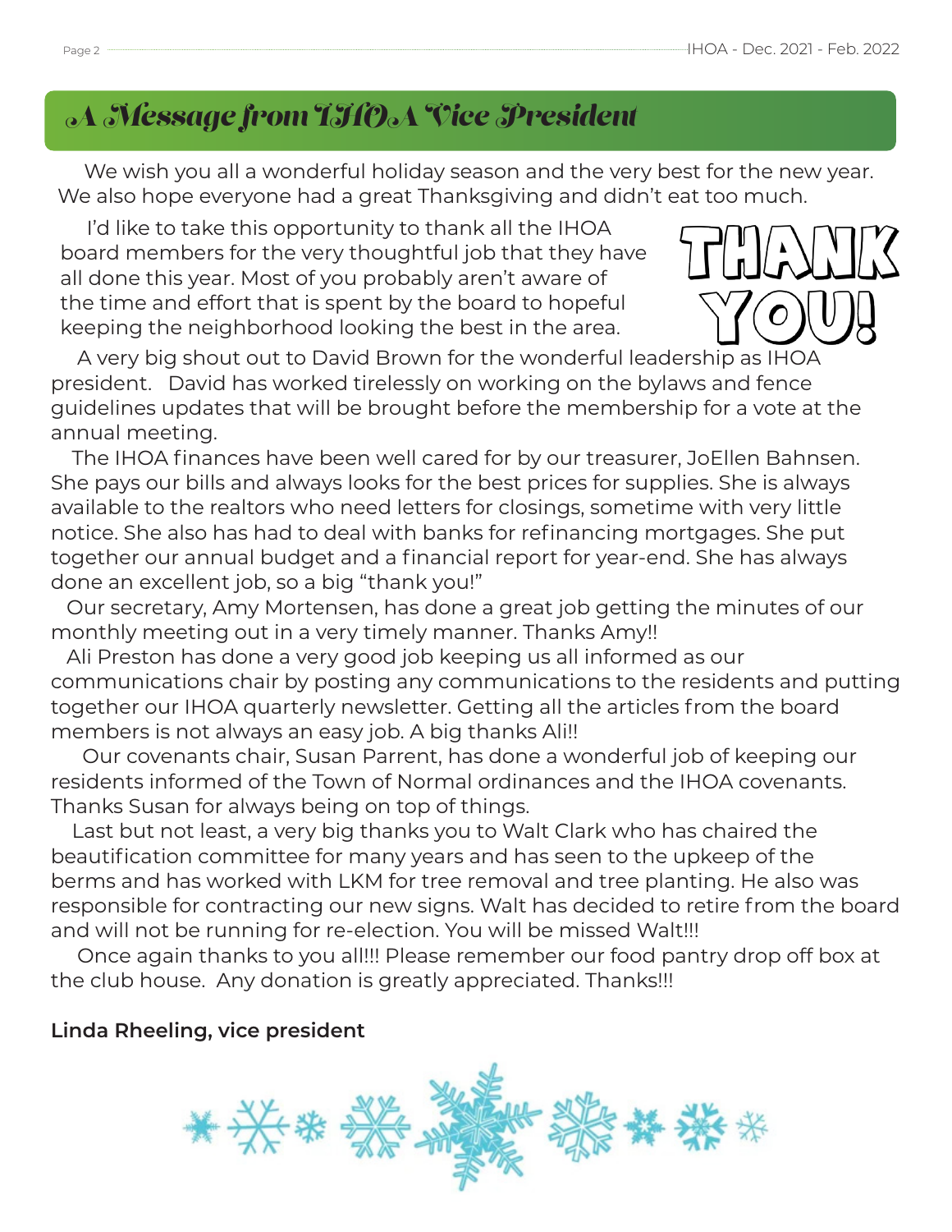## A Message from IHOA Vice President

We wish you all a wonderful holiday season and the very best for the new year. We also hope everyone had a great Thanksgiving and didn't eat too much.

I'd like to take this opportunity to thank all the IHOA board members for the very thoughtful job that they have all done this year. Most of you probably aren't aware of the time and effort that is spent by the board to hopeful keeping the neighborhood looking the best in the area.

THANK YOU!

A very big shout out to David Brown for the wonderful leadership as IHOA president. David has worked tirelessly on working on the bylaws and fence guidelines updates that will be brought before the membership for a vote at the annual meeting.

The IHOA finances have been well cared for by our treasurer, JoEllen Bahnsen. She pays our bills and always looks for the best prices for supplies. She is always available to the realtors who need letters for closings, sometime with very little notice. She also has had to deal with banks for refinancing mortgages. She put together our annual budget and a financial report for year-end. She has always done an excellent job, so a big "thank you!"

Our secretary, Amy Mortensen, has done a great job getting the minutes of our monthly meeting out in a very timely manner. Thanks Amy!!

Ali Preston has done a very good job keeping us all informed as our communications chair by posting any communications to the residents and putting together our IHOA quarterly newsletter. Getting all the articles from the board members is not always an easy job. A big thanks Ali!!

Our covenants chair, Susan Parrent, has done a wonderful job of keeping our residents informed of the Town of Normal ordinances and the IHOA covenants. Thanks Susan for always being on top of things.

Last but not least, a very big thanks you to Walt Clark who has chaired the beautification committee for many years and has seen to the upkeep of the berms and has worked with LKM for tree removal and tree planting. He also was responsible for contracting our new signs. Walt has decided to retire from the board and will not be running for re-election. You will be missed Walt!!!

Once again thanks to you all!!! Please remember our food pantry drop off box at the club house. Any donation is greatly appreciated. Thanks!!!

**Linda Rheeling, vice president**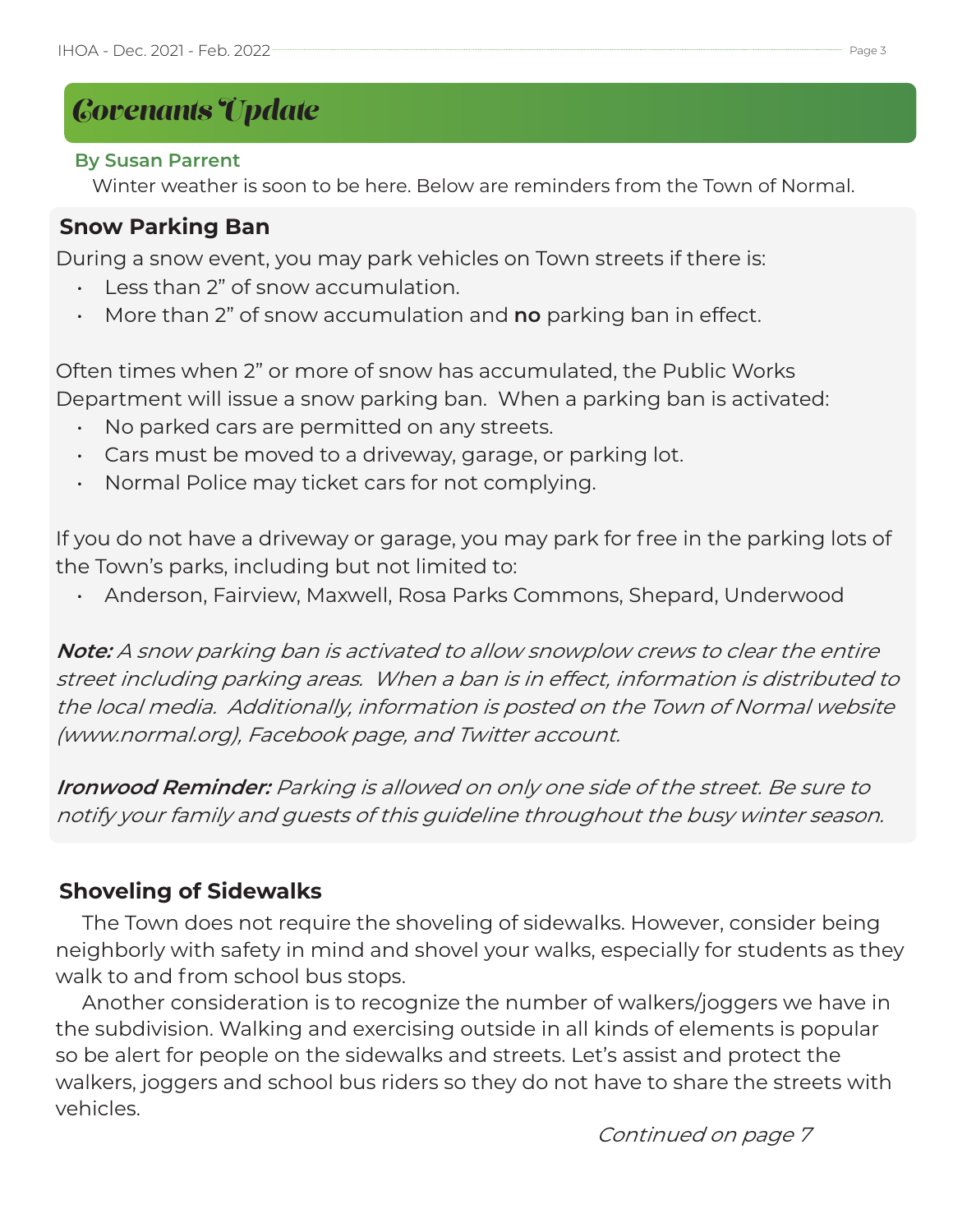## Covenants Update

**By Susan Parrent**

Winter weather is soon to be here. Below are reminders from the Town of Normal.

### Snow Parking Ban

During a snow event, you may park vehicles on Town streets if there is:

- Less than 2" of snow accumulation.
- More than 2" of snow accumulation and **no** parking ban in effect.

Often times when 2" or more of snow has accumulated, the Public Works Department will issue a snow parking ban. When a parking ban is activated:

- No parked cars are permitted on any streets.
- Cars must be moved to a driveway, garage, or parking lot.
- Normal Police may ticket cars for not complying.

If you do not have a driveway or garage, you may park for free in the parking lots of the Town's parks, including but not limited to:

- Anderson, Fairview, Maxwell, Rosa Parks Commons, Shepard, Underwood

***Note:*** *A snow parking ban is activated to allow snowplow crews to clear the entire street including parking areas. When a ban is in effect, information is distributed to the local media. Additionally, information is posted on the Town of Normal website (www.normal.org), Facebook page, and Twitter account.*

***Ironwood Reminder:*** *Parking is allowed on only one side of the street. Be sure to notify your family and guests of this guideline throughout the busy winter season.*

### Shoveling of Sidewalks

The Town does not require the shoveling of sidewalks. However, consider being neighborly with safety in mind and shovel your walks, especially for students as they walk to and from school bus stops.

Another consideration is to recognize the number of walkers/joggers we have in the subdivision. Walking and exercising outside in all kinds of elements is popular so be alert for people on the sidewalks and streets. Let's assist and protect the walkers, joggers and school bus riders so they do not have to share the streets with vehicles.

*Continued on page 7*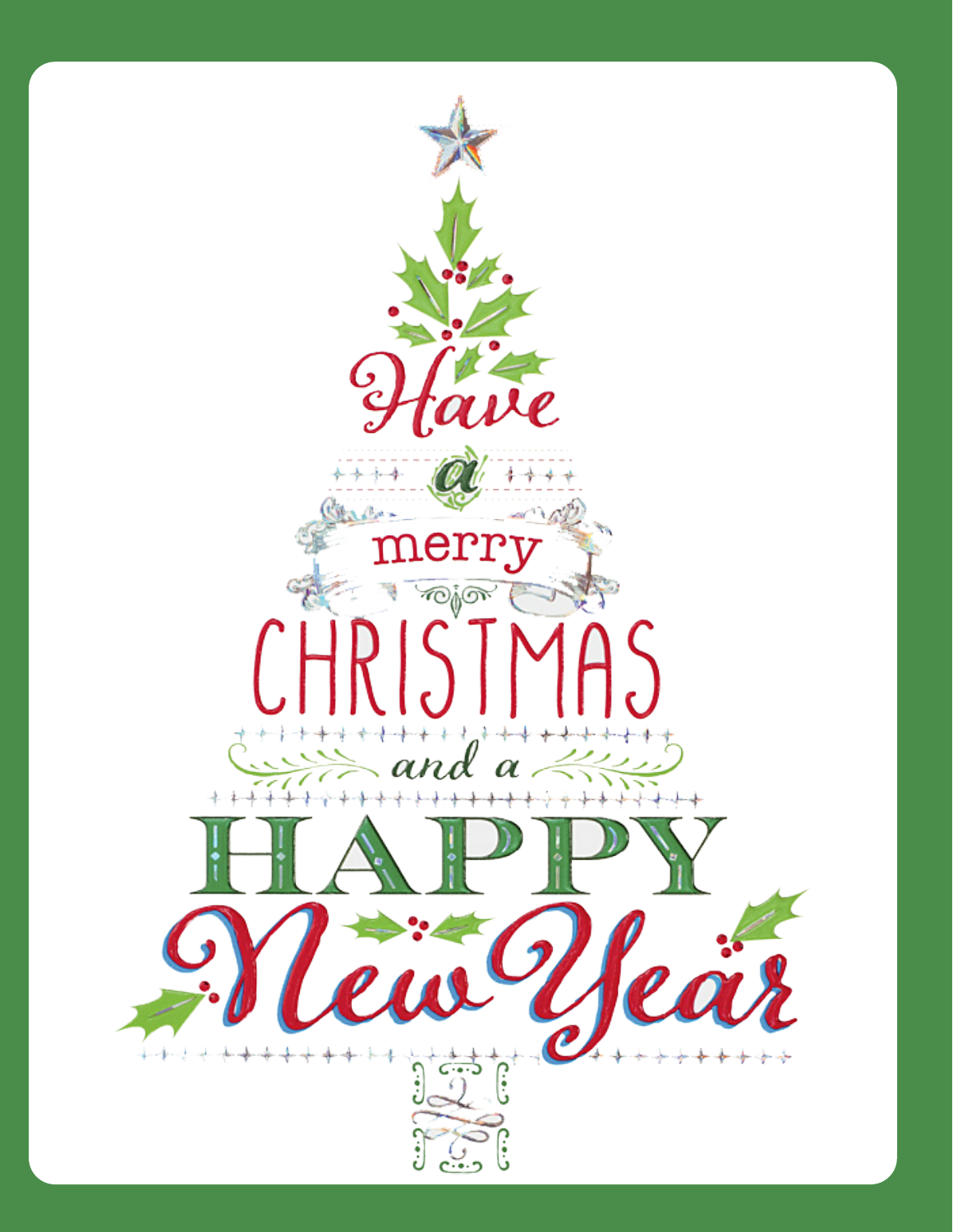Have a merry CHRISTMAS and a HAPPY New Year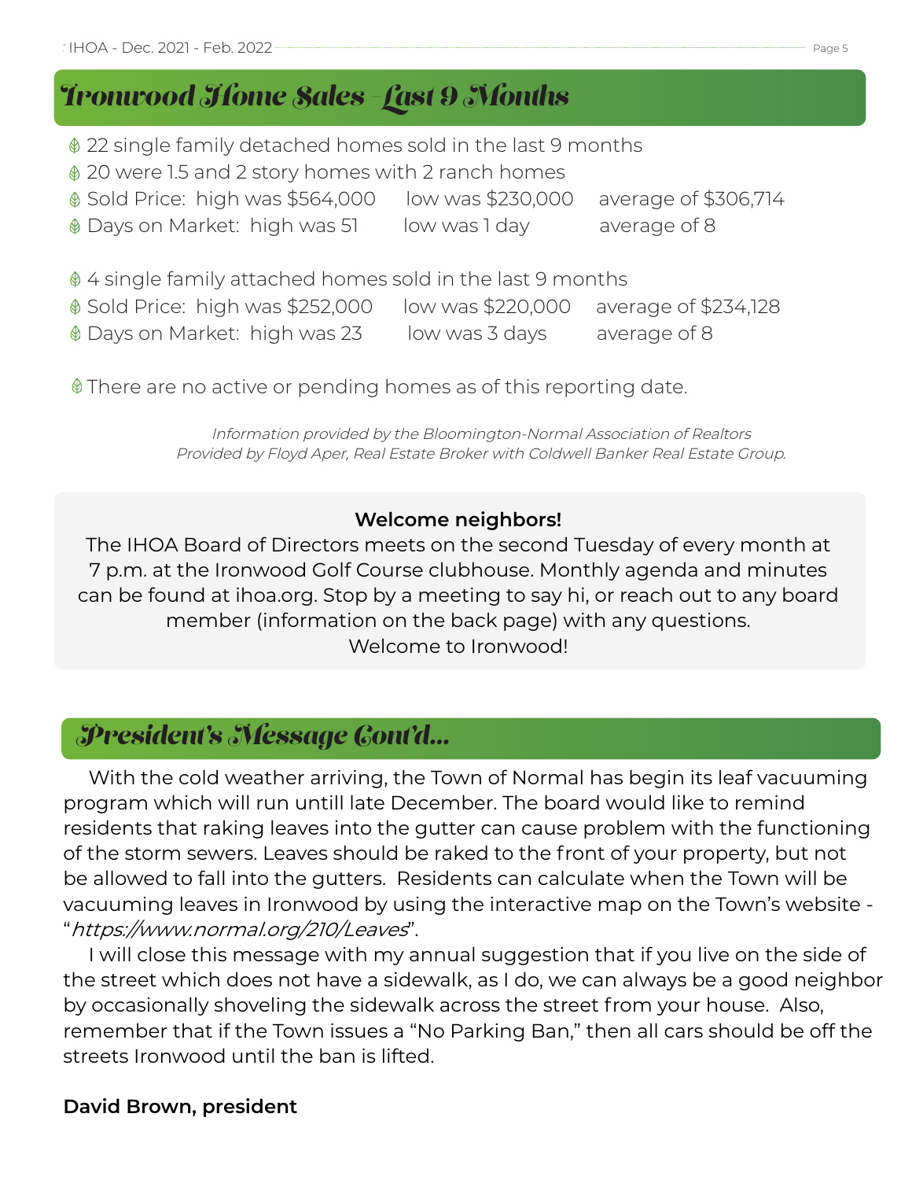## Ironwood Home Sales - Last 9 Months

- 22 single family detached homes sold in the last 9 months
- 20 were 1.5 and 2 story homes with 2 ranch homes
- Sold Price: high was $564,000 low was $230,000 average of $306,714
- Days on Market: high was 51 low was 1 day average of 8

- 4 single family attached homes sold in the last 9 months
- Sold Price: high was $252,000 low was $220,000 average of $234,128
- Days on Market: high was 23 low was 3 days average of 8

- There are no active or pending homes as of this reporting date.

*Information provided by the Bloomington-Normal Association of Realtors*
*Provided by Floyd Aper, Real Estate Broker with Coldwell Banker Real Estate Group.*

**Welcome neighbors!**

The IHOA Board of Directors meets on the second Tuesday of every month at 7 p.m. at the Ironwood Golf Course clubhouse. Monthly agenda and minutes can be found at ihoa.org. Stop by a meeting to say hi, or reach out to any board member (information on the back page) with any questions.
Welcome to Ironwood!

## President's Message Cont'd...

With the cold weather arriving, the Town of Normal has begin its leaf vacuuming program which will run untill late December. The board would like to remind residents that raking leaves into the gutter can cause problem with the functioning of the storm sewers. Leaves should be raked to the front of your property, but not be allowed to fall into the gutters. Residents can calculate when the Town will be vacuuming leaves in Ironwood by using the interactive map on the Town's website - "*https://www.normal.org/210/Leaves*".

I will close this message with my annual suggestion that if you live on the side of the street which does not have a sidewalk, as I do, we can always be a good neighbor by occasionally shoveling the sidewalk across the street from your house. Also, remember that if the Town issues a "No Parking Ban," then all cars should be off the streets Ironwood until the ban is lifted.

**David Brown, president**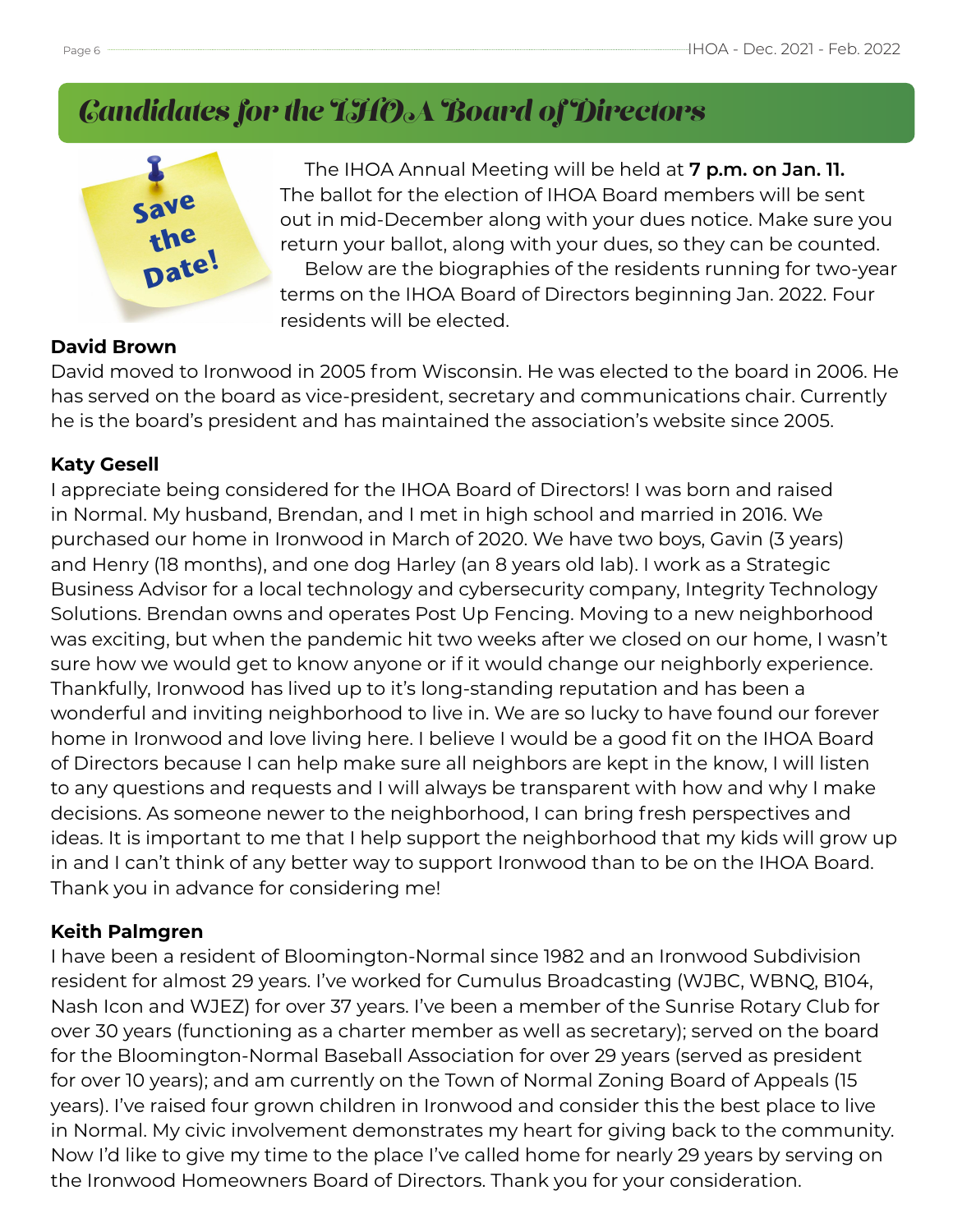# Candidates for the IHOA Board of Directors

Save the Date!

The IHOA Annual Meeting will be held at **7 p.m. on Jan. 11.** The ballot for the election of IHOA Board members will be sent out in mid-December along with your dues notice. Make sure you return your ballot, along with your dues, so they can be counted.

Below are the biographies of the residents running for two-year terms on the IHOA Board of Directors beginning Jan. 2022. Four residents will be elected.

**David Brown**

David moved to Ironwood in 2005 from Wisconsin. He was elected to the board in 2006. He has served on the board as vice-president, secretary and communications chair. Currently he is the board's president and has maintained the association's website since 2005.

**Katy Gesell**

I appreciate being considered for the IHOA Board of Directors! I was born and raised in Normal. My husband, Brendan, and I met in high school and married in 2016. We purchased our home in Ironwood in March of 2020. We have two boys, Gavin (3 years) and Henry (18 months), and one dog Harley (an 8 years old lab). I work as a Strategic Business Advisor for a local technology and cybersecurity company, Integrity Technology Solutions. Brendan owns and operates Post Up Fencing. Moving to a new neighborhood was exciting, but when the pandemic hit two weeks after we closed on our home, I wasn't sure how we would get to know anyone or if it would change our neighborly experience. Thankfully, Ironwood has lived up to it's long-standing reputation and has been a wonderful and inviting neighborhood to live in. We are so lucky to have found our forever home in Ironwood and love living here. I believe I would be a good fit on the IHOA Board of Directors because I can help make sure all neighbors are kept in the know, I will listen to any questions and requests and I will always be transparent with how and why I make decisions. As someone newer to the neighborhood, I can bring fresh perspectives and ideas. It is important to me that I help support the neighborhood that my kids will grow up in and I can't think of any better way to support Ironwood than to be on the IHOA Board. Thank you in advance for considering me!

**Keith Palmgren**

I have been a resident of Bloomington-Normal since 1982 and an Ironwood Subdivision resident for almost 29 years. I've worked for Cumulus Broadcasting (WJBC, WBNQ, B104, Nash Icon and WJEZ) for over 37 years. I've been a member of the Sunrise Rotary Club for over 30 years (functioning as a charter member as well as secretary); served on the board for the Bloomington-Normal Baseball Association for over 29 years (served as president for over 10 years); and am currently on the Town of Normal Zoning Board of Appeals (15 years). I've raised four grown children in Ironwood and consider this the best place to live in Normal. My civic involvement demonstrates my heart for giving back to the community. Now I'd like to give my time to the place I've called home for nearly 29 years by serving on the Ironwood Homeowners Board of Directors. Thank you for your consideration.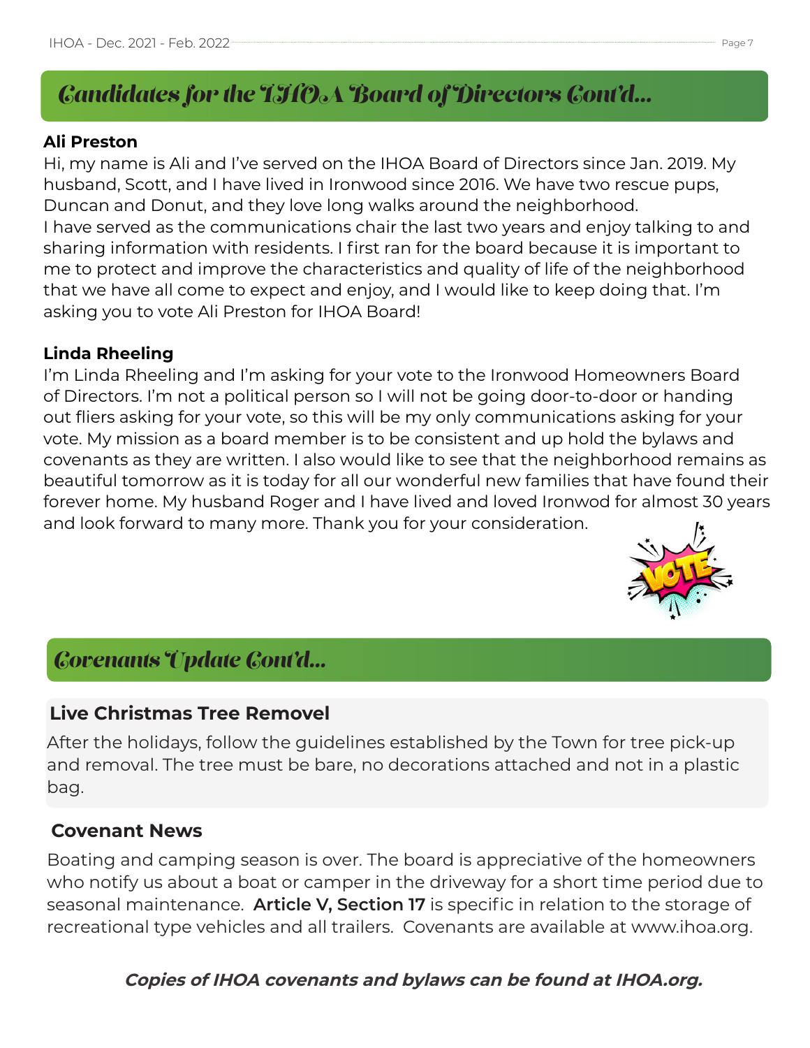## Candidates for the IHOA Board of Directors Cont'd...

**Ali Preston**

Hi, my name is Ali and I've served on the IHOA Board of Directors since Jan. 2019. My husband, Scott, and I have lived in Ironwood since 2016. We have two rescue pups, Duncan and Donut, and they love long walks around the neighborhood.

I have served as the communications chair the last two years and enjoy talking to and sharing information with residents. I first ran for the board because it is important to me to protect and improve the characteristics and quality of life of the neighborhood that we have all come to expect and enjoy, and I would like to keep doing that. I'm asking you to vote Ali Preston for IHOA Board!

**Linda Rheeling**

I'm Linda Rheeling and I'm asking for your vote to the Ironwood Homeowners Board of Directors. I'm not a political person so I will not be going door-to-door or handing out fliers asking for your vote, so this will be my only communications asking for your vote. My mission as a board member is to be consistent and up hold the bylaws and covenants as they are written. I also would like to see that the neighborhood remains as beautiful tomorrow as it is today for all our wonderful new families that have found their forever home. My husband Roger and I have lived and loved Ironwod for almost 30 years and look forward to many more. Thank you for your consideration.

## Covenants Update Cont'd...

### Live Christmas Tree Removel

After the holidays, follow the guidelines established by the Town for tree pick-up and removal. The tree must be bare, no decorations attached and not in a plastic bag.

### Covenant News

Boating and camping season is over. The board is appreciative of the homeowners who notify us about a boat or camper in the driveway for a short time period due to seasonal maintenance. **Article V, Section 17** is specific in relation to the storage of recreational type vehicles and all trailers. Covenants are available at www.ihoa.org.

***Copies of IHOA covenants and bylaws can be found at IHOA.org.***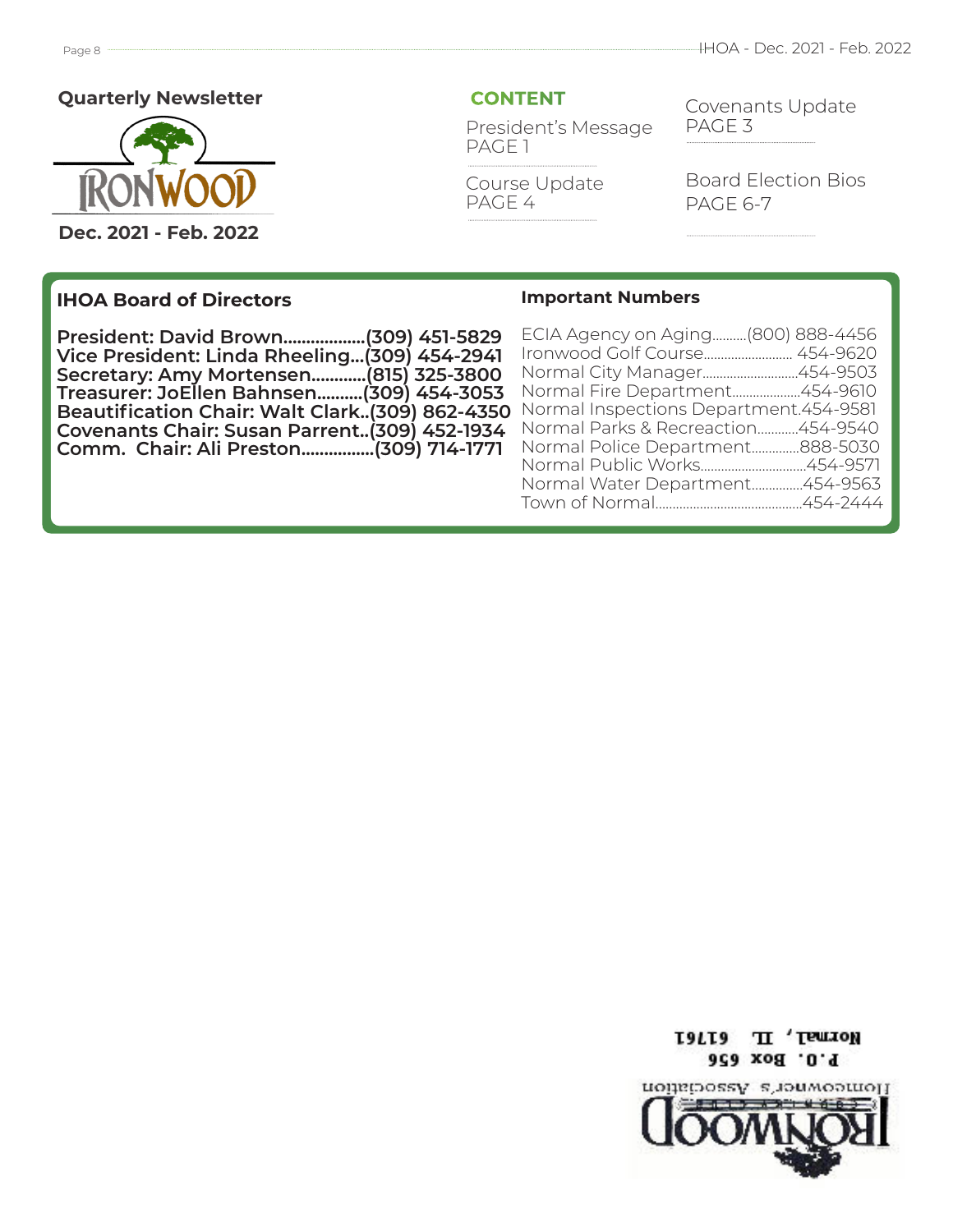**Quarterly Newsletter**

IRONWOOD

**Dec. 2021 - Feb. 2022**

## CONTENT

President's Message
PAGE 1

Course Update
PAGE 4

Covenants Update
PAGE 3

Board Election Bios
PAGE 6-7

### IHOA Board of Directors

**President: David Brown..................(309) 451-5829**
**Vice President: Linda Rheeling...(309) 454-2941**
**Secretary: Amy Mortensen............(815) 325-3800**
**Treasurer: JoEllen Bahnsen..........(309) 454-3053**
**Beautification Chair: Walt Clark..(309) 862-4350**
**Covenants Chair: Susan Parrent..(309) 452-1934**
**Comm. Chair: Ali Preston................(309) 714-1771**

### Important Numbers

ECIA Agency on Aging..........(800) 888-4456
Ironwood Golf Course.......................... 454-9620
Normal City Manager............................454-9503
Normal Fire Department....................454-9610
Normal Inspections Department.454-9581
Normal Parks & Recreaction............454-9540
Normal Police Department..............888-5030
Normal Public Works...............................454-9571
Normal Water Department...............454-9563
Town of Normal..........................................454-2444

IRONWOOD
Homeowner's Association
P.O. Box 656
Normal, IL 61761